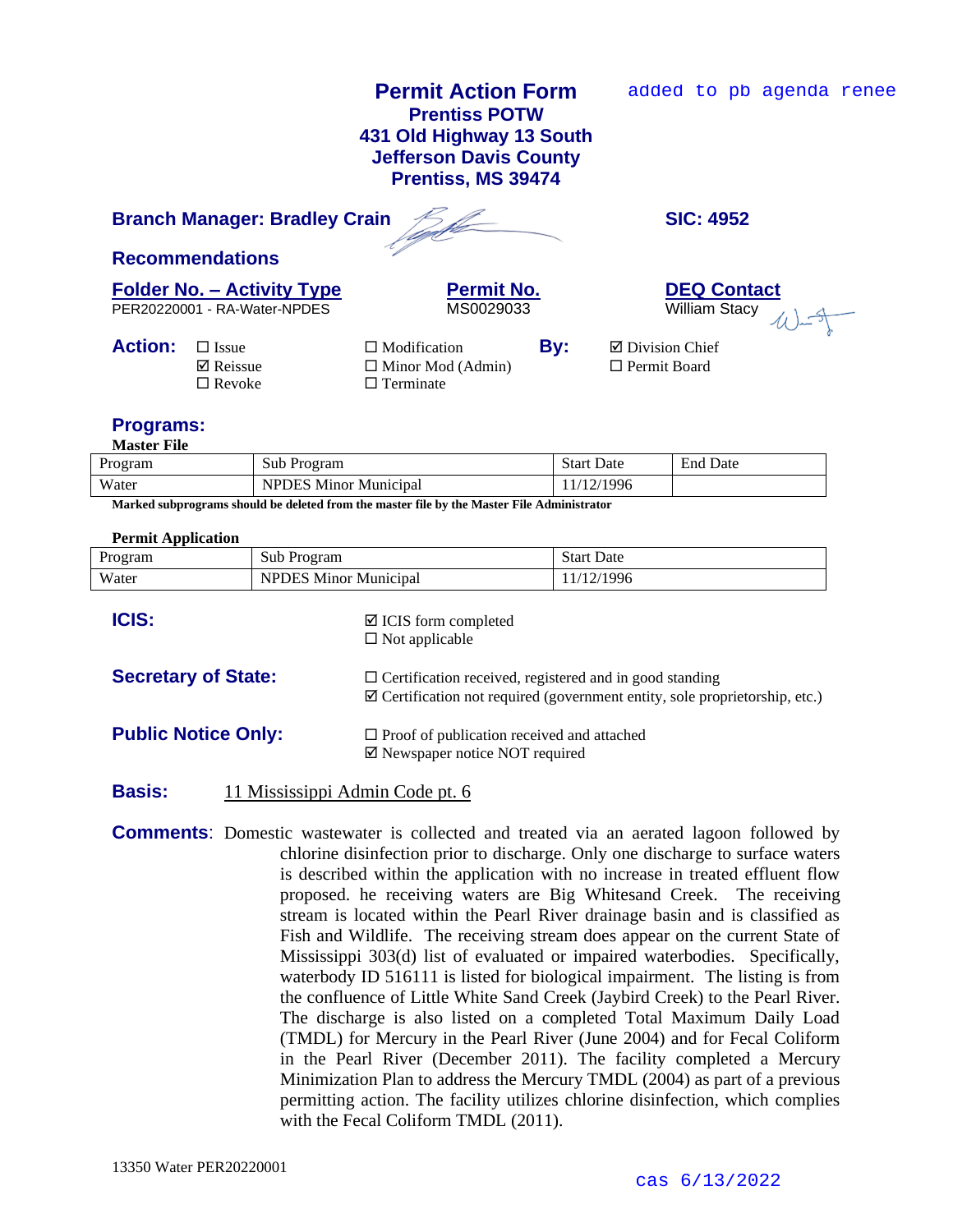added to pb agenda renee

# Permit Action Form

## Prentiss POTW
## 431 Old Highway 13 South
## Jefferson Davis County
## Prentiss, MS 39474

**Branch Manager: Bradley Crain** **SIC: 4952**

**Recommendations**

| Folder No. – Activity Type | Permit No. | DEQ Contact |
|---|---|---|
| PER20220001 - RA-Water-NPDES | MS0029033 | William Stacy |

**Action:**
- ☐ Issue
- ☑ Reissue
- ☐ Revoke
- ☐ Modification
- ☐ Minor Mod (Admin)
- ☐ Terminate

**By:**
- ☑ Division Chief
- ☐ Permit Board

**Programs:**

**Master File**

| Program | Sub Program | Start Date | End Date |
|---|---|---|---|
| Water | NPDES Minor Municipal | 11/12/1996 | |

**Marked subprograms should be deleted from the master file by the Master File Administrator**

**Permit Application**

| Program | Sub Program | Start Date |
|---|---|---|
| Water | NPDES Minor Municipal | 11/12/1996 |

**ICIS:**
- ☑ ICIS form completed
- ☐ Not applicable

**Secretary of State:**
- ☐ Certification received, registered and in good standing
- ☑ Certification not required (government entity, sole proprietorship, etc.)

**Public Notice Only:**
- ☐ Proof of publication received and attached
- ☑ Newspaper notice NOT required

**Basis:** 11 Mississippi Admin Code pt. 6

**Comments**: Domestic wastewater is collected and treated via an aerated lagoon followed by chlorine disinfection prior to discharge. Only one discharge to surface waters is described within the application with no increase in treated effluent flow proposed. he receiving waters are Big Whitesand Creek. The receiving stream is located within the Pearl River drainage basin and is classified as Fish and Wildlife. The receiving stream does appear on the current State of Mississippi 303(d) list of evaluated or impaired waterbodies. Specifically, waterbody ID 516111 is listed for biological impairment. The listing is from the confluence of Little White Sand Creek (Jaybird Creek) to the Pearl River. The discharge is also listed on a completed Total Maximum Daily Load (TMDL) for Mercury in the Pearl River (June 2004) and for Fecal Coliform in the Pearl River (December 2011). The facility completed a Mercury Minimization Plan to address the Mercury TMDL (2004) as part of a previous permitting action. The facility utilizes chlorine disinfection, which complies with the Fecal Coliform TMDL (2011).

13350 Water PER20220001

cas 6/13/2022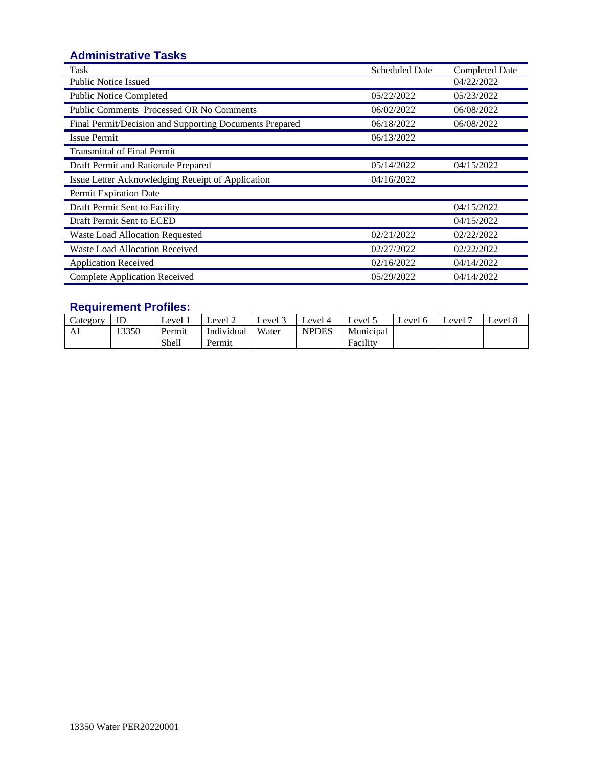## Administrative Tasks

| Task | Scheduled Date | Completed Date |
|---|---|---|
| Public Notice Issued | | 04/22/2022 |
| Public Notice Completed | 05/22/2022 | 05/23/2022 |
| Public Comments Processed OR No Comments | 06/02/2022 | 06/08/2022 |
| Final Permit/Decision and Supporting Documents Prepared | 06/18/2022 | 06/08/2022 |
| Issue Permit | 06/13/2022 | |
| Transmittal of Final Permit | | |
| Draft Permit and Rationale Prepared | 05/14/2022 | 04/15/2022 |
| Issue Letter Acknowledging Receipt of Application | 04/16/2022 | |
| Permit Expiration Date | | |
| Draft Permit Sent to Facility | | 04/15/2022 |
| Draft Permit Sent to ECED | | 04/15/2022 |
| Waste Load Allocation Requested | 02/21/2022 | 02/22/2022 |
| Waste Load Allocation Received | 02/27/2022 | 02/22/2022 |
| Application Received | 02/16/2022 | 04/14/2022 |
| Complete Application Received | 05/29/2022 | 04/14/2022 |

## Requirement Profiles:

| Category | ID | Level 1 | Level 2 | Level 3 | Level 4 | Level 5 | Level 6 | Level 7 | Level 8 |
|---|---|---|---|---|---|---|---|---|---|
| AI | 13350 | Permit Shell | Individual Permit | Water | NPDES | Municipal Facility | | | |

13350 Water PER20220001